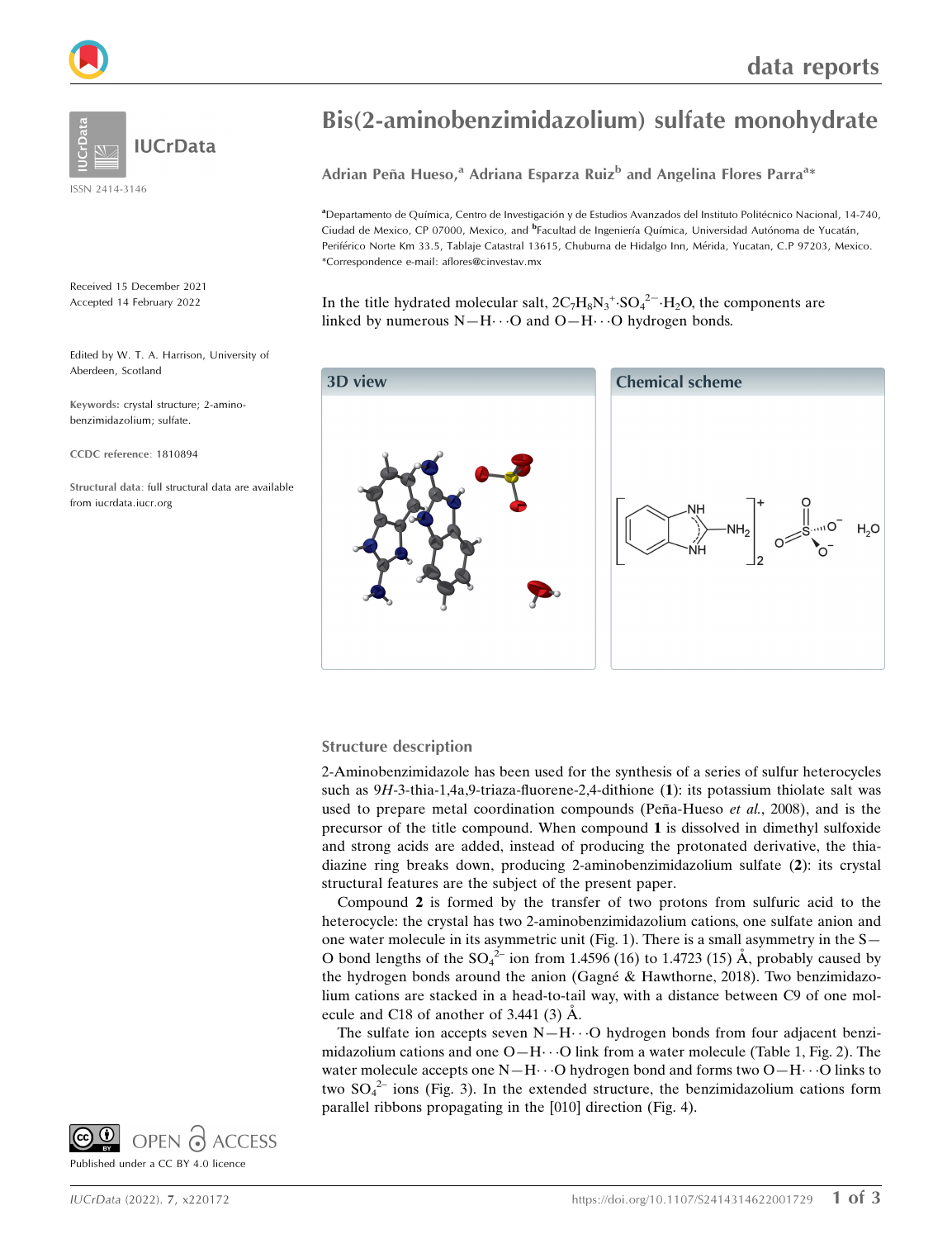# Bis(2-aminobenzimidazolium) sulfate monohydrate

**Adrian Peña Hueso,[a] Adriana Esparza Ruiz[b] and Angelina Flores Parra[a]***

[a]Departamento de Química, Centro de Investigación y de Estudios Avanzados del Instituto Politécnico Nacional, 14-740, Ciudad de Mexico, CP 07000, Mexico, and [b]Facultad de Ingeniería Química, Universidad Autónoma de Yucatán, Periférico Norte Km 33.5, Tablaje Catastral 13615, Chuburna de Hidalgo Inn, Mérida, Yucatan, C.P 97203, Mexico. *Correspondence e-mail: aflores@cinvestav.mx

IUCrData

ISSN 2414-3146

Received 15 December 2021
Accepted 14 February 2022

Edited by W. T. A. Harrison, University of Aberdeen, Scotland

**Keywords:** crystal structure; 2-amino-benzimidazolium; sulfate.

**CCDC reference**: 1810894

**Structural data**: full structural data are available from iucrdata.iucr.org

In the title hydrated molecular salt, $2C_7H_8N_3^+ \cdot SO_4^{2-} \cdot H_2O$, the components are linked by numerous N—H⋯O and O—H⋯O hydrogen bonds.

**3D view**

**Chemical scheme**

## Structure description

2-Aminobenzimidazole has been used for the synthesis of a series of sulfur heterocycles such as 9*H*-3-thia-1,4a,9-triaza-fluorene-2,4-dithione (**1**): its potassium thiolate salt was used to prepare metal coordination compounds (Peña-Hueso *et al.*, 2008), and is the precursor of the title compound. When compound **1** is dissolved in dimethyl sulfoxide and strong acids are added, instead of producing the protonated derivative, the thiadiazine ring breaks down, producing 2-aminobenzimidazolium sulfate (**2**): its crystal structural features are the subject of the present paper.

Compound **2** is formed by the transfer of two protons from sulfuric acid to the heterocycle: the crystal has two 2-aminobenzimidazolium cations, one sulfate anion and one water molecule in its asymmetric unit (Fig. 1). There is a small asymmetry in the S—O bond lengths of the $SO_4^{2-}$ ion from 1.4596 (16) to 1.4723 (15) Å, probably caused by the hydrogen bonds around the anion (Gagné & Hawthorne, 2018). Two benzimidazolium cations are stacked in a head-to-tail way, with a distance between C9 of one molecule and C18 of another of 3.441 (3) Å.

The sulfate ion accepts seven N—H⋯O hydrogen bonds from four adjacent benzimidazolium cations and one O—H⋯O link from a water molecule (Table 1, Fig. 2). The water molecule accepts one N—H⋯O hydrogen bond and forms two O—H⋯O links to two $SO_4^{2-}$ ions (Fig. 3). In the extended structure, the benzimidazolium cations form parallel ribbons propagating in the [010] direction (Fig. 4).

OPEN ACCESS
Published under a CC BY 4.0 licence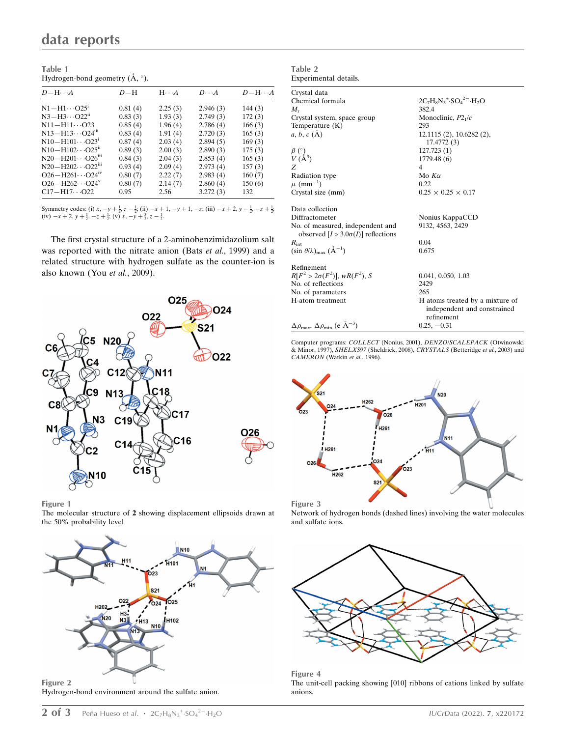Table 1
Hydrogen-bond geometry (Å, °).

| $D$—H$\cdots A$ | $D$—H | H$\cdots A$ | $D\cdots A$ | $D$—H$\cdots A$ |
|---|---|---|---|---|
| N1—H1$\cdots$O25$^{i}$ | 0.81 (4) | 2.25 (3) | 2.946 (3) | 144 (3) |
| N3—H3$\cdots$O22$^{ii}$ | 0.83 (3) | 1.93 (3) | 2.749 (3) | 172 (3) |
| N11—H11$\cdots$O23 | 0.85 (4) | 1.96 (4) | 2.786 (4) | 166 (3) |
| N13—H13$\cdots$O24$^{iii}$ | 0.83 (4) | 1.91 (4) | 2.720 (3) | 165 (3) |
| N10—H101$\cdots$O23$^{i}$ | 0.87 (4) | 2.03 (4) | 2.894 (5) | 169 (3) |
| N10—H102$\cdots$O25$^{ii}$ | 0.89 (3) | 2.00 (3) | 2.890 (3) | 175 (3) |
| N20—H201$\cdots$O26$^{iii}$ | 0.84 (3) | 2.04 (3) | 2.853 (4) | 165 (3) |
| N20—H202$\cdots$O22$^{iii}$ | 0.93 (4) | 2.09 (4) | 2.973 (4) | 157 (3) |
| O26—H261$\cdots$O24$^{iv}$ | 0.80 (7) | 2.22 (7) | 2.983 (4) | 160 (7) |
| O26—H262$\cdots$O24$^{v}$ | 0.80 (7) | 2.14 (7) | 2.860 (4) | 150 (6) |
| C17—H17$\cdots$O22 | 0.95 | 2.56 | 3.272 (3) | 132 |

Symmetry codes: (i) $x, -y+\frac{1}{2}, z-\frac{1}{2}$; (ii) $-x+1, -y+1, -z$; (iii) $-x+2, y-\frac{1}{2}, -z+\frac{1}{2}$; (iv) $-x+2, y+\frac{1}{2}, -z+\frac{1}{2}$; (v) $x, -y+\frac{3}{2}, z-\frac{1}{2}$.

The first crystal structure of a 2-aminobenzimidazolium salt was reported with the nitrate anion (Bats *et al.*, 1999) and a related structure with hydrogen sulfate as the counter-ion is also known (You *et al.*, 2009).

Figure 1
The molecular structure of **2** showing displacement ellipsoids drawn at the 50% probability level

Figure 2
Hydrogen-bond environment around the sulfate anion.

Table 2
Experimental details.

| | |
|---|---|
| Crystal data | |
| Chemical formula | $2C_7H_8N_3^+\cdot SO_4^{2-}\cdot H_2O$ |
| $M_r$ | 382.4 |
| Crystal system, space group | Monoclinic, $P2_1/c$ |
| Temperature (K) | 293 |
| $a, b, c$ (Å) | 12.1115 (2), 10.6282 (2), 17.4772 (3) |
| $\beta$ (°) | 127.723 (1) |
| $V$ (Å$^3$) | 1779.48 (6) |
| $Z$ | 4 |
| Radiation type | Mo $K\alpha$ |
| $\mu$ (mm$^{-1}$) | 0.22 |
| Crystal size (mm) | 0.25 × 0.25 × 0.17 |
| Data collection | |
| Diffractometer | Nonius KappaCCD |
| No. of measured, independent and observed [$I > 3.0\sigma(I)$] reflections | 9132, 4563, 2429 |
| $R_{int}$ | 0.04 |
| $(\sin \theta/\lambda)_{max}$ (Å$^{-1}$) | 0.675 |
| Refinement | |
| $R[F^2 > 2\sigma(F^2)]$, $wR(F^2)$, $S$ | 0.041, 0.050, 1.03 |
| No. of reflections | 2429 |
| No. of parameters | 265 |
| H-atom treatment | H atoms treated by a mixture of independent and constrained refinement |
| $\Delta\rho_{max}$, $\Delta\rho_{min}$ (e Å$^{-3}$) | 0.25, −0.31 |

Computer programs: *COLLECT* (Nonius, 2001), *DENZO*/*SCALEPACK* (Otwinowski & Minor, 1997), *SHELXS97* (Sheldrick, 2008), *CRYSTALS* (Betteridge *et al.*, 2003) and *CAMERON* (Watkin *et al.*, 1996).

Figure 3
Network of hydrogen bonds (dashed lines) involving the water molecules and sulfate ions.

Figure 4
The unit-cell packing showing [010] ribbons of cations linked by sulfate anions.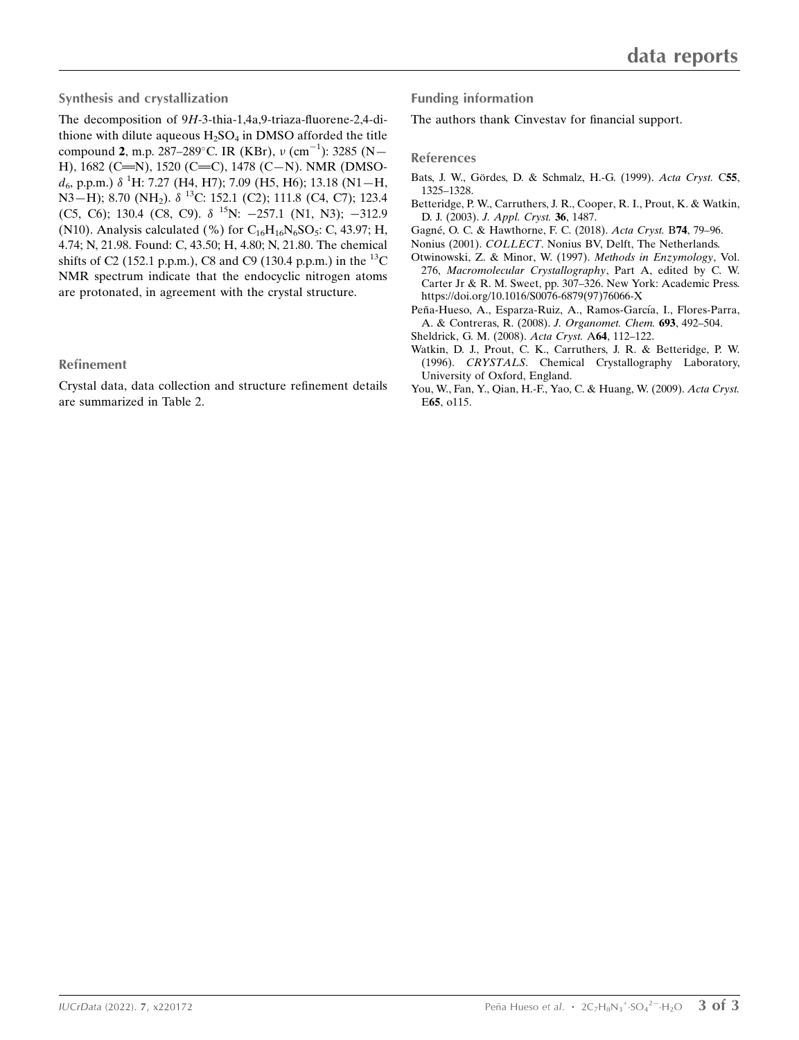## Synthesis and crystallization

The decomposition of 9*H*-3-thia-1,4a,9-triaza-fluorene-2,4-dithione with dilute aqueous $H_2SO_4$ in DMSO afforded the title compound **2**, m.p. 287–289°C. IR (KBr), $\nu$ (cm$^{-1}$): 3285 (N—H), 1682 (C═N), 1520 (C═C), 1478 (C—N). NMR (DMSO-$d_6$, p.p.m.) $\delta$ $^1$H: 7.27 (H4, H7); 7.09 (H5, H6); 13.18 (N1—H, N3—H); 8.70 ($NH_2$). $\delta$ $^{13}$C: 152.1 (C2); 111.8 (C4, C7); 123.4 (C5, C6); 130.4 (C8, C9). $\delta$ $^{15}$N: −257.1 (N1, N3); −312.9 (N10). Analysis calculated (%) for $C_{16}H_{16}N_6SO_5$: C, 43.97; H, 4.74; N, 21.98. Found: C, 43.50; H, 4.80; N, 21.80. The chemical shifts of C2 (152.1 p.p.m.), C8 and C9 (130.4 p.p.m.) in the $^{13}$C NMR spectrum indicate that the endocyclic nitrogen atoms are protonated, in agreement with the crystal structure.

## Refinement

Crystal data, data collection and structure refinement details are summarized in Table 2.

## Funding information

The authors thank Cinvestav for financial support.

## References

Bats, J. W., Gördes, D. & Schmalz, H.-G. (1999). *Acta Cryst.* C**55**, 1325–1328.

Betteridge, P. W., Carruthers, J. R., Cooper, R. I., Prout, K. & Watkin, D. J. (2003). *J. Appl. Cryst.* **36**, 1487.

Gagné, O. C. & Hawthorne, F. C. (2018). *Acta Cryst.* B**74**, 79–96.

Nonius (2001). *COLLECT*. Nonius BV, Delft, The Netherlands.

Otwinowski, Z. & Minor, W. (1997). *Methods in Enzymology*, Vol. 276, *Macromolecular Crystallography*, Part A, edited by C. W. Carter Jr & R. M. Sweet, pp. 307–326. New York: Academic Press. https://doi.org/10.1016/S0076-6879(97)76066-X

Peña-Hueso, A., Esparza-Ruiz, A., Ramos-García, I., Flores-Parra, A. & Contreras, R. (2008). *J. Organomet. Chem.* **693**, 492–504.

Sheldrick, G. M. (2008). *Acta Cryst.* A**64**, 112–122.

Watkin, D. J., Prout, C. K., Carruthers, J. R. & Betteridge, P. W. (1996). *CRYSTALS*. Chemical Crystallography Laboratory, University of Oxford, England.

You, W., Fan, Y., Qian, H.-F., Yao, C. & Huang, W. (2009). *Acta Cryst.* E**65**, o115.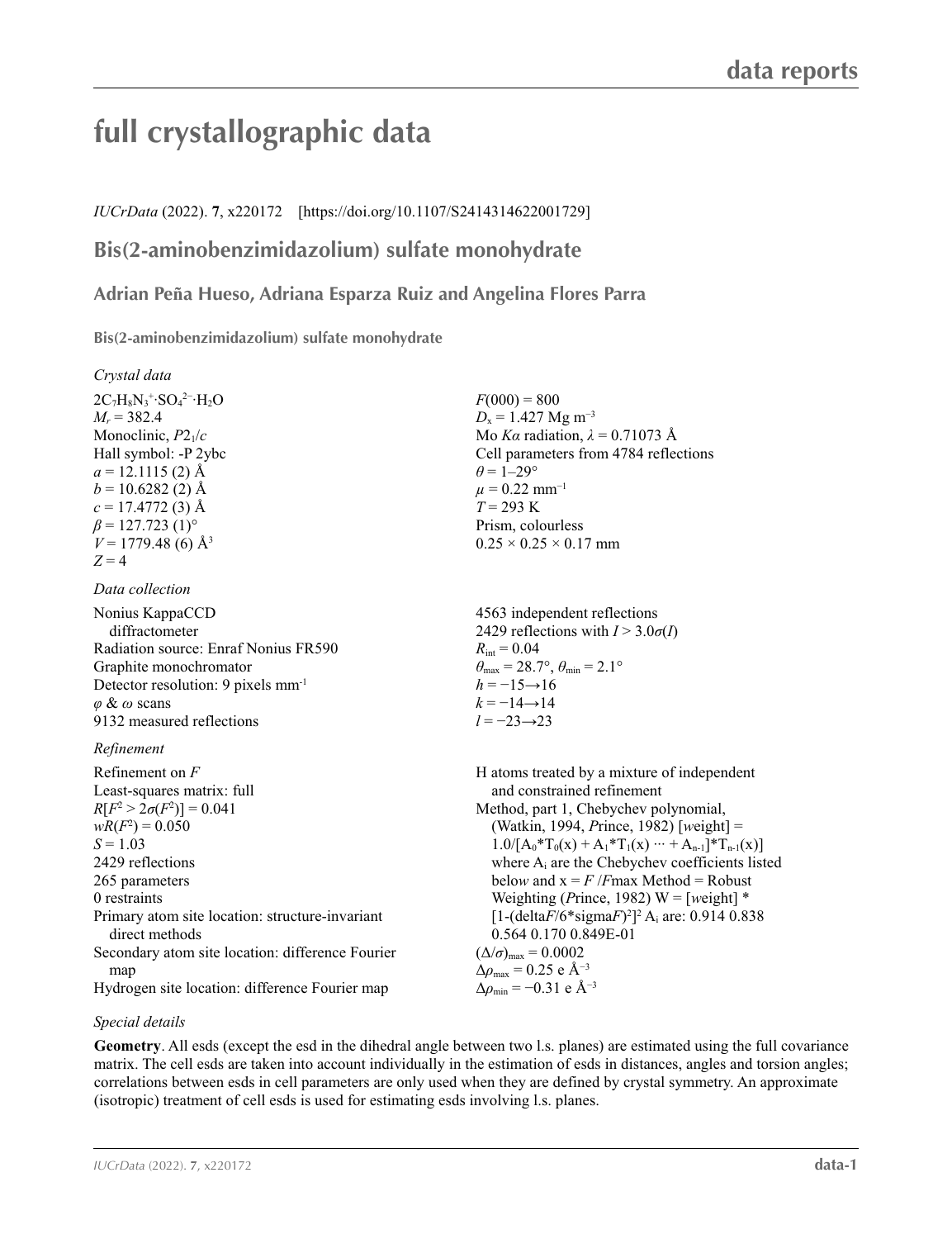# full crystallographic data

*IUCrData* (2022). **7**, x220172 [https://doi.org/10.1107/S2414314622001729]

## Bis(2-aminobenzimidazolium) sulfate monohydrate

### Adrian Peña Hueso, Adriana Esparza Ruiz and Angelina Flores Parra

**Bis(2-aminobenzimidazolium) sulfate monohydrate**

*Crystal data*

$2C_7H_8N_3^+\cdot SO_4^{2-}\cdot H_2O$
$M_r = 382.4$
Monoclinic, $P2_1/c$
Hall symbol: -P 2ybc
$a = 12.1115$ (2) Å
$b = 10.6282$ (2) Å
$c = 17.4772$ (3) Å
$\beta = 127.723$ (1)°
$V = 1779.48$ (6) Å$^3$
$Z = 4$
$F(000) = 800$
$D_x = 1.427$ Mg m$^{-3}$
Mo $K\alpha$ radiation, $\lambda = 0.71073$ Å
Cell parameters from 4784 reflections
$\theta = 1$–29°
$\mu = 0.22$ mm$^{-1}$
$T = 293$ K
Prism, colourless
0.25 × 0.25 × 0.17 mm

*Data collection*

Nonius KappaCCD diffractometer
Radiation source: Enraf Nonius FR590
Graphite monochromator
Detector resolution: 9 pixels mm$^{-1}$
$\varphi$ & $\omega$ scans
9132 measured reflections
4563 independent reflections
2429 reflections with $I > 3.0\sigma(I)$
$R_{int} = 0.04$
$\theta_{max} = 28.7°$, $\theta_{min} = 2.1°$
$h = -15 \rightarrow 16$
$k = -14 \rightarrow 14$
$l = -23 \rightarrow 23$

*Refinement*

Refinement on $F$
Least-squares matrix: full
$R[F^2 > 2\sigma(F^2)] = 0.041$
$wR(F^2) = 0.050$
$S = 1.03$
2429 reflections
265 parameters
0 restraints
Primary atom site location: structure-invariant direct methods
Secondary atom site location: difference Fourier map
Hydrogen site location: difference Fourier map
H atoms treated by a mixture of independent and constrained refinement
Method, part 1, Chebychev polynomial, (Watkin, 1994, *P*rince, 1982) [*w*eight] = $1.0/[A_0*T_0(x) + A_1*T_1(x) \cdots + A_{n-1}]*T_{n-1}(x)]$ where $A_i$ are the Chebychev coefficients listed below and x = *F* /*F*max Method = Robust Weighting (*P*rince, 1982) W = [*w*eight] * $[1-(\text{delta}F/6*\text{sigma}F)^2]^2$ $A_i$ are: 0.914 0.838 0.564 0.170 0.849E-01
$(\Delta/\sigma)_{max} = 0.0002$
$\Delta\rho_{max} = 0.25$ e Å$^{-3}$
$\Delta\rho_{min} = -0.31$ e Å$^{-3}$

*Special details*

**Geometry**. All esds (except the esd in the dihedral angle between two l.s. planes) are estimated using the full covariance matrix. The cell esds are taken into account individually in the estimation of esds in distances, angles and torsion angles; correlations between esds in cell parameters are only used when they are defined by crystal symmetry. An approximate (isotropic) treatment of cell esds is used for estimating esds involving l.s. planes.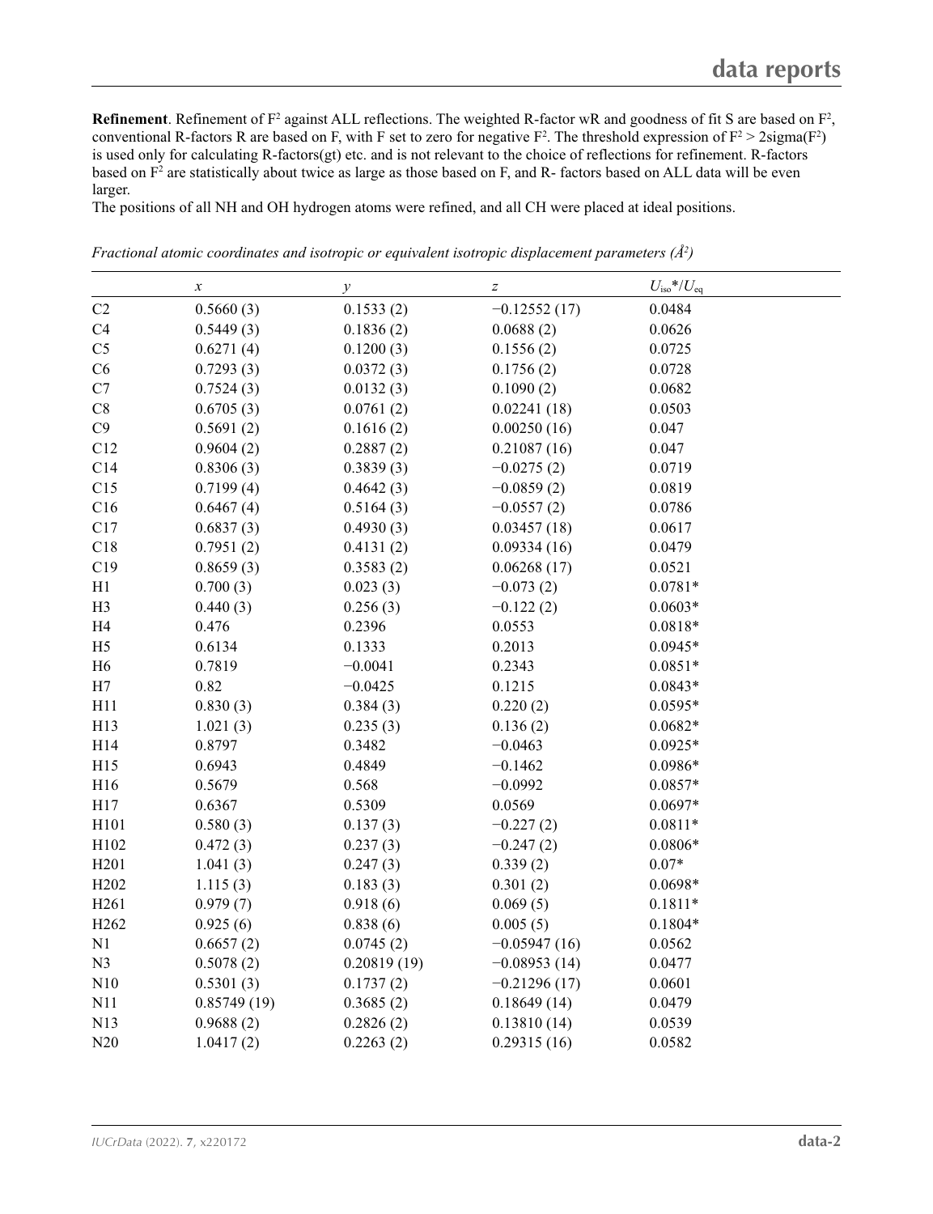**Refinement**. Refinement of $F^2$ against ALL reflections. The weighted R-factor wR and goodness of fit S are based on $F^2$, conventional R-factors R are based on F, with F set to zero for negative $F^2$. The threshold expression of $F^2 > 2\text{sigma}(F^2)$ is used only for calculating R-factors(gt) etc. and is not relevant to the choice of reflections for refinement. R-factors based on $F^2$ are statistically about twice as large as those based on F, and R- factors based on ALL data will be even larger.

The positions of all NH and OH hydrogen atoms were refined, and all CH were placed at ideal positions.

*Fractional atomic coordinates and isotropic or equivalent isotropic displacement parameters (Å²)*

| | $x$ | $y$ | $z$ | $U_{iso}*/U_{eq}$ |
|---|---|---|---|---|
| C2 | 0.5660 (3) | 0.1533 (2) | −0.12552 (17) | 0.0484 |
| C4 | 0.5449 (3) | 0.1836 (2) | 0.0688 (2) | 0.0626 |
| C5 | 0.6271 (4) | 0.1200 (3) | 0.1556 (2) | 0.0725 |
| C6 | 0.7293 (3) | 0.0372 (3) | 0.1756 (2) | 0.0728 |
| C7 | 0.7524 (3) | 0.0132 (3) | 0.1090 (2) | 0.0682 |
| C8 | 0.6705 (3) | 0.0761 (2) | 0.02241 (18) | 0.0503 |
| C9 | 0.5691 (2) | 0.1616 (2) | 0.00250 (16) | 0.047 |
| C12 | 0.9604 (2) | 0.2887 (2) | 0.21087 (16) | 0.047 |
| C14 | 0.8306 (3) | 0.3839 (3) | −0.0275 (2) | 0.0719 |
| C15 | 0.7199 (4) | 0.4642 (3) | −0.0859 (2) | 0.0819 |
| C16 | 0.6467 (4) | 0.5164 (3) | −0.0557 (2) | 0.0786 |
| C17 | 0.6837 (3) | 0.4930 (3) | 0.03457 (18) | 0.0617 |
| C18 | 0.7951 (2) | 0.4131 (2) | 0.09334 (16) | 0.0479 |
| C19 | 0.8659 (3) | 0.3583 (2) | 0.06268 (17) | 0.0521 |
| H1 | 0.700 (3) | 0.023 (3) | −0.073 (2) | 0.0781* |
| H3 | 0.440 (3) | 0.256 (3) | −0.122 (2) | 0.0603* |
| H4 | 0.476 | 0.2396 | 0.0553 | 0.0818* |
| H5 | 0.6134 | 0.1333 | 0.2013 | 0.0945* |
| H6 | 0.7819 | −0.0041 | 0.2343 | 0.0851* |
| H7 | 0.82 | −0.0425 | 0.1215 | 0.0843* |
| H11 | 0.830 (3) | 0.384 (3) | 0.220 (2) | 0.0595* |
| H13 | 1.021 (3) | 0.235 (3) | 0.136 (2) | 0.0682* |
| H14 | 0.8797 | 0.3482 | −0.0463 | 0.0925* |
| H15 | 0.6943 | 0.4849 | −0.1462 | 0.0986* |
| H16 | 0.5679 | 0.568 | −0.0992 | 0.0857* |
| H17 | 0.6367 | 0.5309 | 0.0569 | 0.0697* |
| H101 | 0.580 (3) | 0.137 (3) | −0.227 (2) | 0.0811* |
| H102 | 0.472 (3) | 0.237 (3) | −0.247 (2) | 0.0806* |
| H201 | 1.041 (3) | 0.247 (3) | 0.339 (2) | 0.07* |
| H202 | 1.115 (3) | 0.183 (3) | 0.301 (2) | 0.0698* |
| H261 | 0.979 (7) | 0.918 (6) | 0.069 (5) | 0.1811* |
| H262 | 0.925 (6) | 0.838 (6) | 0.005 (5) | 0.1804* |
| N1 | 0.6657 (2) | 0.0745 (2) | −0.05947 (16) | 0.0562 |
| N3 | 0.5078 (2) | 0.20819 (19) | −0.08953 (14) | 0.0477 |
| N10 | 0.5301 (3) | 0.1737 (2) | −0.21296 (17) | 0.0601 |
| N11 | 0.85749 (19) | 0.3685 (2) | 0.18649 (14) | 0.0479 |
| N13 | 0.9688 (2) | 0.2826 (2) | 0.13810 (14) | 0.0539 |
| N20 | 1.0417 (2) | 0.2263 (2) | 0.29315 (16) | 0.0582 |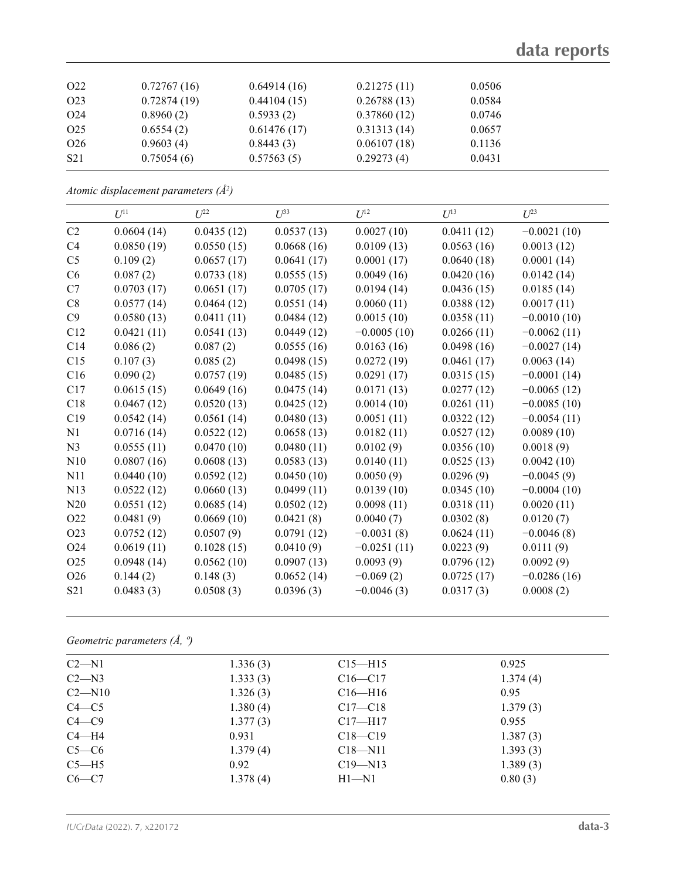| | | | | |
|---|---|---|---|---|
| O22 | 0.72767 (16) | 0.64914 (16) | 0.21275 (11) | 0.0506 |
| O23 | 0.72874 (19) | 0.44104 (15) | 0.26788 (13) | 0.0584 |
| O24 | 0.8960 (2) | 0.5933 (2) | 0.37860 (12) | 0.0746 |
| O25 | 0.6554 (2) | 0.61476 (17) | 0.31313 (14) | 0.0657 |
| O26 | 0.9603 (4) | 0.8443 (3) | 0.06107 (18) | 0.1136 |
| S21 | 0.75054 (6) | 0.57563 (5) | 0.29273 (4) | 0.0431 |

*Atomic displacement parameters (Å²)*

| | $U^{11}$ | $U^{22}$ | $U^{33}$ | $U^{12}$ | $U^{13}$ | $U^{23}$ |
|---|---|---|---|---|---|---|
| C2 | 0.0604 (14) | 0.0435 (12) | 0.0537 (13) | 0.0027 (10) | 0.0411 (12) | −0.0021 (10) |
| C4 | 0.0850 (19) | 0.0550 (15) | 0.0668 (16) | 0.0109 (13) | 0.0563 (16) | 0.0013 (12) |
| C5 | 0.109 (2) | 0.0657 (17) | 0.0641 (17) | 0.0001 (17) | 0.0640 (18) | 0.0001 (14) |
| C6 | 0.087 (2) | 0.0733 (18) | 0.0555 (15) | 0.0049 (16) | 0.0420 (16) | 0.0142 (14) |
| C7 | 0.0703 (17) | 0.0651 (17) | 0.0705 (17) | 0.0194 (14) | 0.0436 (15) | 0.0185 (14) |
| C8 | 0.0577 (14) | 0.0464 (12) | 0.0551 (14) | 0.0060 (11) | 0.0388 (12) | 0.0017 (11) |
| C9 | 0.0580 (13) | 0.0411 (11) | 0.0484 (12) | 0.0015 (10) | 0.0358 (11) | −0.0010 (10) |
| C12 | 0.0421 (11) | 0.0541 (13) | 0.0449 (12) | −0.0005 (10) | 0.0266 (11) | −0.0062 (11) |
| C14 | 0.086 (2) | 0.087 (2) | 0.0555 (16) | 0.0163 (16) | 0.0498 (16) | −0.0027 (14) |
| C15 | 0.107 (3) | 0.085 (2) | 0.0498 (15) | 0.0272 (19) | 0.0461 (17) | 0.0063 (14) |
| C16 | 0.090 (2) | 0.0757 (19) | 0.0485 (15) | 0.0291 (17) | 0.0315 (15) | −0.0001 (14) |
| C17 | 0.0615 (15) | 0.0649 (16) | 0.0475 (14) | 0.0171 (13) | 0.0277 (12) | −0.0065 (12) |
| C18 | 0.0467 (12) | 0.0520 (13) | 0.0425 (12) | 0.0014 (10) | 0.0261 (11) | −0.0085 (10) |
| C19 | 0.0542 (14) | 0.0561 (14) | 0.0480 (13) | 0.0051 (11) | 0.0322 (12) | −0.0054 (11) |
| N1 | 0.0716 (14) | 0.0522 (12) | 0.0658 (13) | 0.0182 (11) | 0.0527 (12) | 0.0089 (10) |
| N3 | 0.0555 (11) | 0.0470 (10) | 0.0480 (11) | 0.0102 (9) | 0.0356 (10) | 0.0018 (9) |
| N10 | 0.0807 (16) | 0.0608 (13) | 0.0583 (13) | 0.0140 (11) | 0.0525 (13) | 0.0042 (10) |
| N11 | 0.0440 (10) | 0.0592 (12) | 0.0450 (10) | 0.0050 (9) | 0.0296 (9) | −0.0045 (9) |
| N13 | 0.0522 (12) | 0.0660 (13) | 0.0499 (11) | 0.0139 (10) | 0.0345 (10) | −0.0004 (10) |
| N20 | 0.0551 (12) | 0.0685 (14) | 0.0502 (12) | 0.0098 (11) | 0.0318 (11) | 0.0020 (11) |
| O22 | 0.0481 (9) | 0.0669 (10) | 0.0421 (8) | 0.0040 (7) | 0.0302 (8) | 0.0120 (7) |
| O23 | 0.0752 (12) | 0.0507 (9) | 0.0791 (12) | −0.0031 (8) | 0.0624 (11) | −0.0046 (8) |
| O24 | 0.0619 (11) | 0.1028 (15) | 0.0410 (9) | −0.0251 (11) | 0.0223 (9) | 0.0111 (9) |
| O25 | 0.0948 (14) | 0.0562 (10) | 0.0907 (13) | 0.0093 (9) | 0.0796 (12) | 0.0092 (9) |
| O26 | 0.144 (2) | 0.148 (3) | 0.0652 (14) | −0.069 (2) | 0.0725 (17) | −0.0286 (16) |
| S21 | 0.0483 (3) | 0.0508 (3) | 0.0396 (3) | −0.0046 (3) | 0.0317 (3) | 0.0008 (2) |

*Geometric parameters (Å, º)*

| | | | |
|---|---|---|---|
| C2—N1 | 1.336 (3) | C15—H15 | 0.925 |
| C2—N3 | 1.333 (3) | C16—C17 | 1.374 (4) |
| C2—N10 | 1.326 (3) | C16—H16 | 0.95 |
| C4—C5 | 1.380 (4) | C17—C18 | 1.379 (3) |
| C4—C9 | 1.377 (3) | C17—H17 | 0.955 |
| C4—H4 | 0.931 | C18—C19 | 1.387 (3) |
| C5—C6 | 1.379 (4) | C18—N11 | 1.393 (3) |
| C5—H5 | 0.92 | C19—N13 | 1.389 (3) |
| C6—C7 | 1.378 (4) | H1—N1 | 0.80 (3) |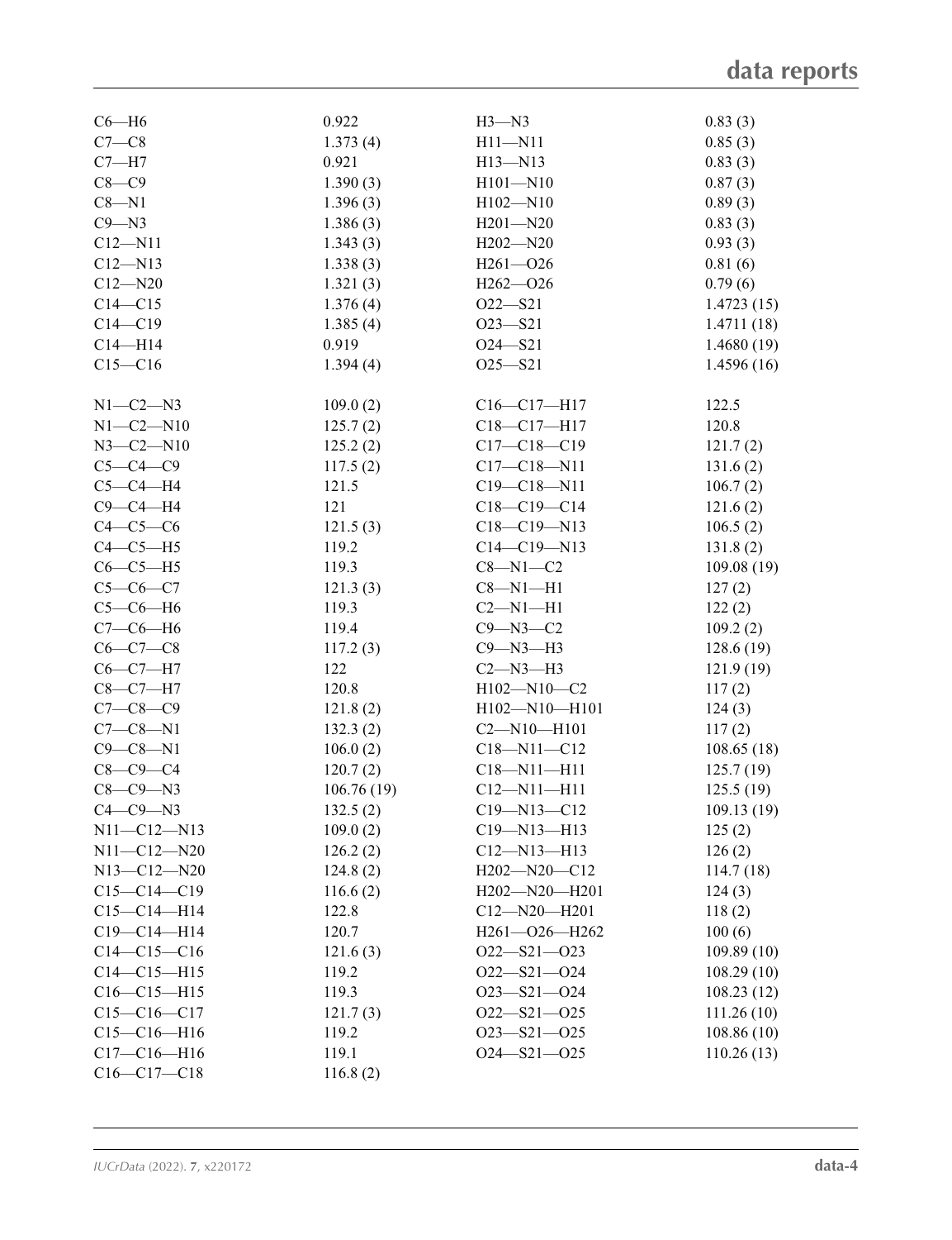| | | | |
|---|---|---|---|
| C6—H6 | 0.922 | H3—N3 | 0.83 (3) |
| C7—C8 | 1.373 (4) | H11—N11 | 0.85 (3) |
| C7—H7 | 0.921 | H13—N13 | 0.83 (3) |
| C8—C9 | 1.390 (3) | H101—N10 | 0.87 (3) |
| C8—N1 | 1.396 (3) | H102—N10 | 0.89 (3) |
| C9—N3 | 1.386 (3) | H201—N20 | 0.83 (3) |
| C12—N11 | 1.343 (3) | H202—N20 | 0.93 (3) |
| C12—N13 | 1.338 (3) | H261—O26 | 0.81 (6) |
| C12—N20 | 1.321 (3) | H262—O26 | 0.79 (6) |
| C14—C15 | 1.376 (4) | O22—S21 | 1.4723 (15) |
| C14—C19 | 1.385 (4) | O23—S21 | 1.4711 (18) |
| C14—H14 | 0.919 | O24—S21 | 1.4680 (19) |
| C15—C16 | 1.394 (4) | O25—S21 | 1.4596 (16) |
| | | | |
| N1—C2—N3 | 109.0 (2) | C16—C17—H17 | 122.5 |
| N1—C2—N10 | 125.7 (2) | C18—C17—H17 | 120.8 |
| N3—C2—N10 | 125.2 (2) | C17—C18—C19 | 121.7 (2) |
| C5—C4—C9 | 117.5 (2) | C17—C18—N11 | 131.6 (2) |
| C5—C4—H4 | 121.5 | C19—C18—N11 | 106.7 (2) |
| C9—C4—H4 | 121 | C18—C19—C14 | 121.6 (2) |
| C4—C5—C6 | 121.5 (3) | C18—C19—N13 | 106.5 (2) |
| C4—C5—H5 | 119.2 | C14—C19—N13 | 131.8 (2) |
| C6—C5—H5 | 119.3 | C8—N1—C2 | 109.08 (19) |
| C5—C6—C7 | 121.3 (3) | C8—N1—H1 | 127 (2) |
| C5—C6—H6 | 119.3 | C2—N1—H1 | 122 (2) |
| C7—C6—H6 | 119.4 | C9—N3—C2 | 109.2 (2) |
| C6—C7—C8 | 117.2 (3) | C9—N3—H3 | 128.6 (19) |
| C6—C7—H7 | 122 | C2—N3—H3 | 121.9 (19) |
| C8—C7—H7 | 120.8 | H102—N10—C2 | 117 (2) |
| C7—C8—C9 | 121.8 (2) | H102—N10—H101 | 124 (3) |
| C7—C8—N1 | 132.3 (2) | C2—N10—H101 | 117 (2) |
| C9—C8—N1 | 106.0 (2) | C18—N11—C12 | 108.65 (18) |
| C8—C9—C4 | 120.7 (2) | C18—N11—H11 | 125.7 (19) |
| C8—C9—N3 | 106.76 (19) | C12—N11—H11 | 125.5 (19) |
| C4—C9—N3 | 132.5 (2) | C19—N13—C12 | 109.13 (19) |
| N11—C12—N13 | 109.0 (2) | C19—N13—H13 | 125 (2) |
| N11—C12—N20 | 126.2 (2) | C12—N13—H13 | 126 (2) |
| N13—C12—N20 | 124.8 (2) | H202—N20—C12 | 114.7 (18) |
| C15—C14—C19 | 116.6 (2) | H202—N20—H201 | 124 (3) |
| C15—C14—H14 | 122.8 | C12—N20—H201 | 118 (2) |
| C19—C14—H14 | 120.7 | H261—O26—H262 | 100 (6) |
| C14—C15—C16 | 121.6 (3) | O22—S21—O23 | 109.89 (10) |
| C14—C15—H15 | 119.2 | O22—S21—O24 | 108.29 (10) |
| C16—C15—H15 | 119.3 | O23—S21—O24 | 108.23 (12) |
| C15—C16—C17 | 121.7 (3) | O22—S21—O25 | 111.26 (10) |
| C15—C16—H16 | 119.2 | O23—S21—O25 | 108.86 (10) |
| C17—C16—H16 | 119.1 | O24—S21—O25 | 110.26 (13) |
| C16—C17—C18 | 116.8 (2) | | |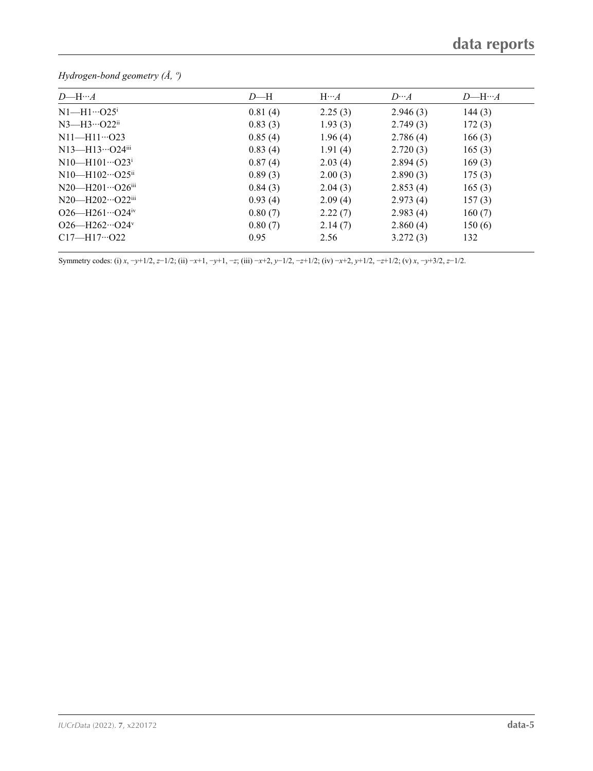*Hydrogen-bond geometry (Å, º)*

| $D$—H···$A$ | $D$—H | H···$A$ | $D$···$A$ | $D$—H···$A$ |
|---|---|---|---|---|
| N1—H1···O25$^{i}$ | 0.81 (4) | 2.25 (3) | 2.946 (3) | 144 (3) |
| N3—H3···O22$^{ii}$ | 0.83 (3) | 1.93 (3) | 2.749 (3) | 172 (3) |
| N11—H11···O23 | 0.85 (4) | 1.96 (4) | 2.786 (4) | 166 (3) |
| N13—H13···O24$^{iii}$ | 0.83 (4) | 1.91 (4) | 2.720 (3) | 165 (3) |
| N10—H101···O23$^{i}$ | 0.87 (4) | 2.03 (4) | 2.894 (5) | 169 (3) |
| N10—H102···O25$^{ii}$ | 0.89 (3) | 2.00 (3) | 2.890 (3) | 175 (3) |
| N20—H201···O26$^{iii}$ | 0.84 (3) | 2.04 (3) | 2.853 (4) | 165 (3) |
| N20—H202···O22$^{iii}$ | 0.93 (4) | 2.09 (4) | 2.973 (4) | 157 (3) |
| O26—H261···O24$^{iv}$ | 0.80 (7) | 2.22 (7) | 2.983 (4) | 160 (7) |
| O26—H262···O24$^{v}$ | 0.80 (7) | 2.14 (7) | 2.860 (4) | 150 (6) |
| C17—H17···O22 | 0.95 | 2.56 | 3.272 (3) | 132 |

Symmetry codes: (i) $x, -y+1/2, z-1/2$; (ii) $-x+1, -y+1, -z$; (iii) $-x+2, y-1/2, -z+1/2$; (iv) $-x+2, y+1/2, -z+1/2$; (v) $x, -y+3/2, z-1/2$.